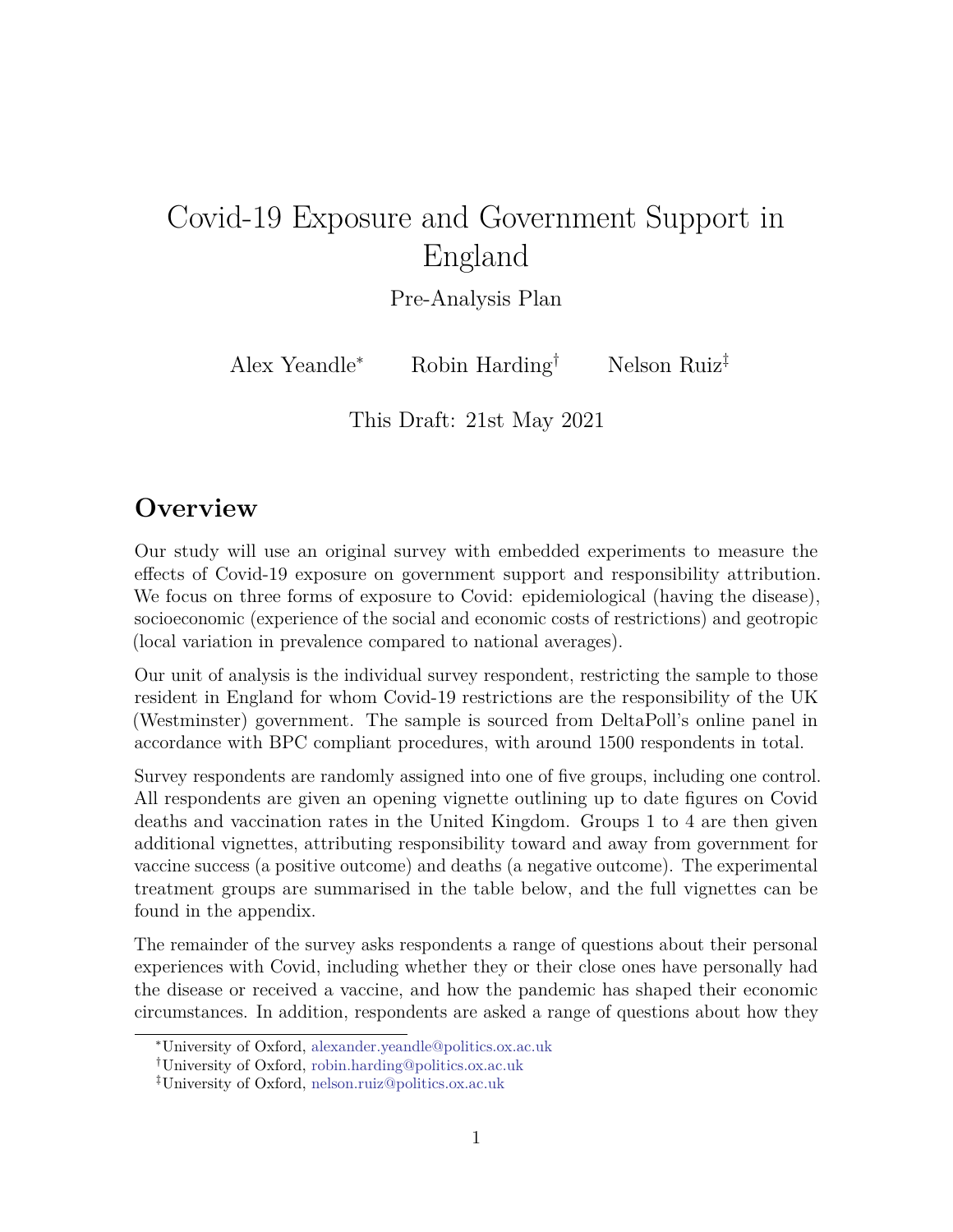# Covid-19 Exposure and Government Support in England

Pre-Analysis Plan

Alex Yeandle[*] Robin Harding[†] Nelson Ruiz[‡]

This Draft: 21st May 2021

## Overview

Our study will use an original survey with embedded experiments to measure the effects of Covid-19 exposure on government support and responsibility attribution. We focus on three forms of exposure to Covid: epidemiological (having the disease), socioeconomic (experience of the social and economic costs of restrictions) and geotropic (local variation in prevalence compared to national averages).

Our unit of analysis is the individual survey respondent, restricting the sample to those resident in England for whom Covid-19 restrictions are the responsibility of the UK (Westminster) government. The sample is sourced from DeltaPoll's online panel in accordance with BPC compliant procedures, with around 1500 respondents in total.

Survey respondents are randomly assigned into one of five groups, including one control. All respondents are given an opening vignette outlining up to date figures on Covid deaths and vaccination rates in the United Kingdom. Groups 1 to 4 are then given additional vignettes, attributing responsibility toward and away from government for vaccine success (a positive outcome) and deaths (a negative outcome). The experimental treatment groups are summarised in the table below, and the full vignettes can be found in the appendix.

The remainder of the survey asks respondents a range of questions about their personal experiences with Covid, including whether they or their close ones have personally had the disease or received a vaccine, and how the pandemic has shaped their economic circumstances. In addition, respondents are asked a range of questions about how they

---

[*] University of Oxford, alexander.yeandle@politics.ox.ac.uk

[†] University of Oxford, robin.harding@politics.ox.ac.uk

[‡] University of Oxford, nelson.ruiz@politics.ox.ac.uk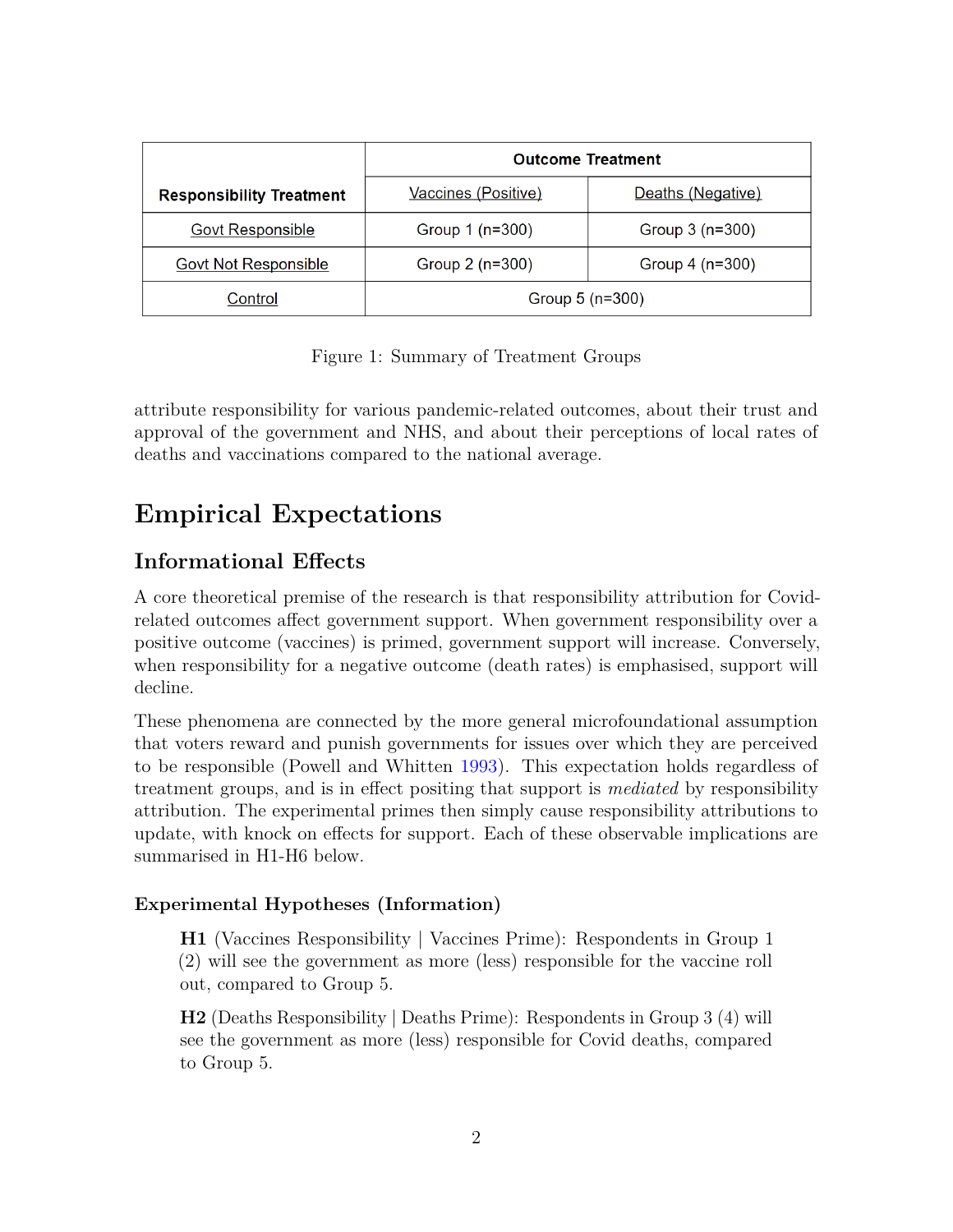| Responsibility Treatment | Outcome Treatment | |
|---|---|---|
| | Vaccines (Positive) | Deaths (Negative) |
| Govt Responsible | Group 1 (n=300) | Group 3 (n=300) |
| Govt Not Responsible | Group 2 (n=300) | Group 4 (n=300) |
| Control | Group 5 (n=300) | |

Figure 1: Summary of Treatment Groups

attribute responsibility for various pandemic-related outcomes, about their trust and approval of the government and NHS, and about their perceptions of local rates of deaths and vaccinations compared to the national average.

# Empirical Expectations

## Informational Effects

A core theoretical premise of the research is that responsibility attribution for Covid-related outcomes affect government support. When government responsibility over a positive outcome (vaccines) is primed, government support will increase. Conversely, when responsibility for a negative outcome (death rates) is emphasised, support will decline.

These phenomena are connected by the more general microfoundational assumption that voters reward and punish governments for issues over which they are perceived to be responsible (Powell and Whitten 1993). This expectation holds regardless of treatment groups, and is in effect positing that support is *mediated* by responsibility attribution. The experimental primes then simply cause responsibility attributions to update, with knock on effects for support. Each of these observable implications are summarised in H1-H6 below.

### Experimental Hypotheses (Information)

> **H1** (Vaccines Responsibility | Vaccines Prime): Respondents in Group 1 (2) will see the government as more (less) responsible for the vaccine roll out, compared to Group 5.

> **H2** (Deaths Responsibility | Deaths Prime): Respondents in Group 3 (4) will see the government as more (less) responsible for Covid deaths, compared to Group 5.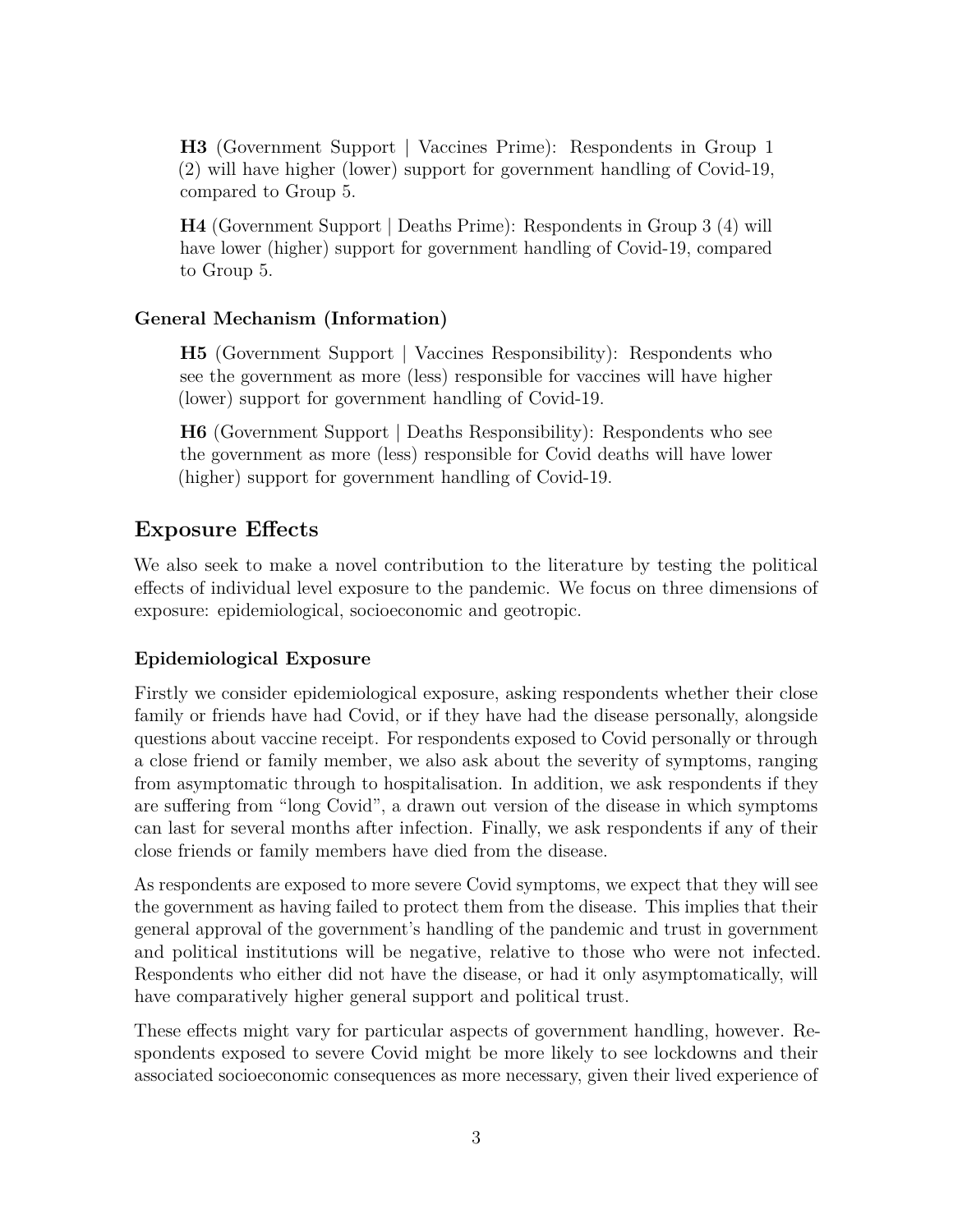**H3** (Government Support | Vaccines Prime): Respondents in Group 1 (2) will have higher (lower) support for government handling of Covid-19, compared to Group 5.

**H4** (Government Support | Deaths Prime): Respondents in Group 3 (4) will have lower (higher) support for government handling of Covid-19, compared to Group 5.

### General Mechanism (Information)

**H5** (Government Support | Vaccines Responsibility): Respondents who see the government as more (less) responsible for vaccines will have higher (lower) support for government handling of Covid-19.

**H6** (Government Support | Deaths Responsibility): Respondents who see the government as more (less) responsible for Covid deaths will have lower (higher) support for government handling of Covid-19.

## Exposure Effects

We also seek to make a novel contribution to the literature by testing the political effects of individual level exposure to the pandemic. We focus on three dimensions of exposure: epidemiological, socioeconomic and geotropic.

### Epidemiological Exposure

Firstly we consider epidemiological exposure, asking respondents whether their close family or friends have had Covid, or if they have had the disease personally, alongside questions about vaccine receipt. For respondents exposed to Covid personally or through a close friend or family member, we also ask about the severity of symptoms, ranging from asymptomatic through to hospitalisation. In addition, we ask respondents if they are suffering from "long Covid", a drawn out version of the disease in which symptoms can last for several months after infection. Finally, we ask respondents if any of their close friends or family members have died from the disease.

As respondents are exposed to more severe Covid symptoms, we expect that they will see the government as having failed to protect them from the disease. This implies that their general approval of the government's handling of the pandemic and trust in government and political institutions will be negative, relative to those who were not infected. Respondents who either did not have the disease, or had it only asymptomatically, will have comparatively higher general support and political trust.

These effects might vary for particular aspects of government handling, however. Respondents exposed to severe Covid might be more likely to see lockdowns and their associated socioeconomic consequences as more necessary, given their lived experience of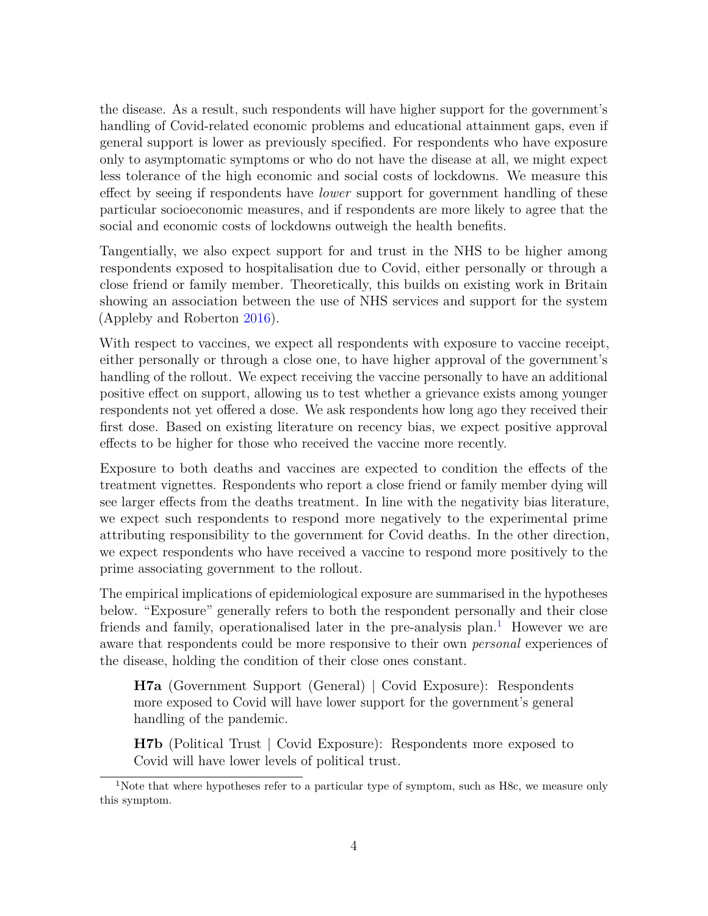the disease. As a result, such respondents will have higher support for the government's handling of Covid-related economic problems and educational attainment gaps, even if general support is lower as previously specified. For respondents who have exposure only to asymptomatic symptoms or who do not have the disease at all, we might expect less tolerance of the high economic and social costs of lockdowns. We measure this effect by seeing if respondents have *lower* support for government handling of these particular socioeconomic measures, and if respondents are more likely to agree that the social and economic costs of lockdowns outweigh the health benefits.

Tangentially, we also expect support for and trust in the NHS to be higher among respondents exposed to hospitalisation due to Covid, either personally or through a close friend or family member. Theoretically, this builds on existing work in Britain showing an association between the use of NHS services and support for the system (Appleby and Roberton 2016).

With respect to vaccines, we expect all respondents with exposure to vaccine receipt, either personally or through a close one, to have higher approval of the government's handling of the rollout. We expect receiving the vaccine personally to have an additional positive effect on support, allowing us to test whether a grievance exists among younger respondents not yet offered a dose. We ask respondents how long ago they received their first dose. Based on existing literature on recency bias, we expect positive approval effects to be higher for those who received the vaccine more recently.

Exposure to both deaths and vaccines are expected to condition the effects of the treatment vignettes. Respondents who report a close friend or family member dying will see larger effects from the deaths treatment. In line with the negativity bias literature, we expect such respondents to respond more negatively to the experimental prime attributing responsibility to the government for Covid deaths. In the other direction, we expect respondents who have received a vaccine to respond more positively to the prime associating government to the rollout.

The empirical implications of epidemiological exposure are summarised in the hypotheses below. "Exposure" generally refers to both the respondent personally and their close friends and family, operationalised later in the pre-analysis plan.[1] However we are aware that respondents could be more responsive to their own *personal* experiences of the disease, holding the condition of their close ones constant.

> **H7a** (Government Support (General) | Covid Exposure): Respondents more exposed to Covid will have lower support for the government's general handling of the pandemic.

> **H7b** (Political Trust | Covid Exposure): Respondents more exposed to Covid will have lower levels of political trust.

[1] Note that where hypotheses refer to a particular type of symptom, such as H8c, we measure only this symptom.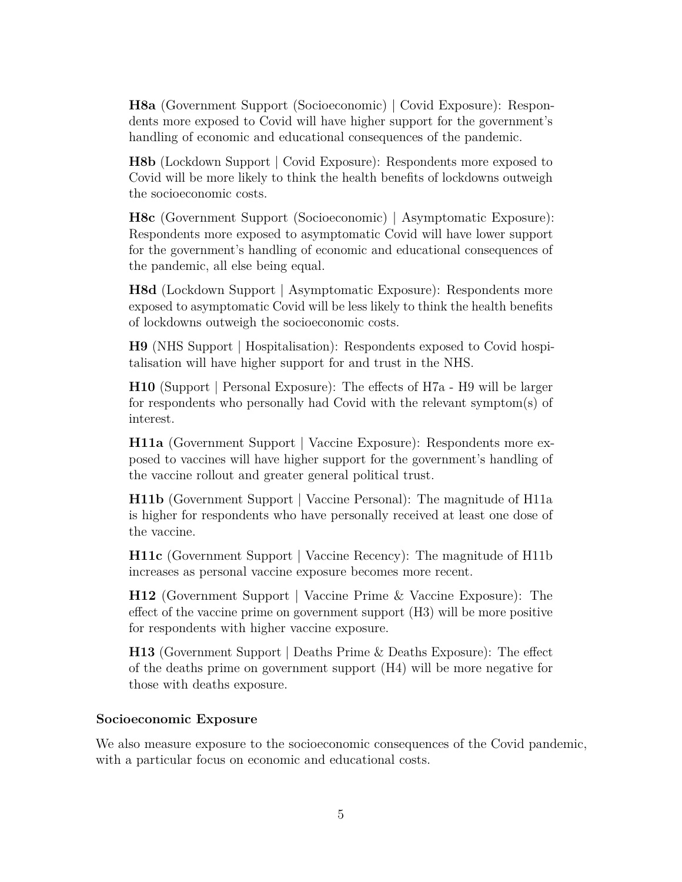**H8a** (Government Support (Socioeconomic) | Covid Exposure): Respondents more exposed to Covid will have higher support for the government's handling of economic and educational consequences of the pandemic.

**H8b** (Lockdown Support | Covid Exposure): Respondents more exposed to Covid will be more likely to think the health benefits of lockdowns outweigh the socioeconomic costs.

**H8c** (Government Support (Socioeconomic) | Asymptomatic Exposure): Respondents more exposed to asymptomatic Covid will have lower support for the government's handling of economic and educational consequences of the pandemic, all else being equal.

**H8d** (Lockdown Support | Asymptomatic Exposure): Respondents more exposed to asymptomatic Covid will be less likely to think the health benefits of lockdowns outweigh the socioeconomic costs.

**H9** (NHS Support | Hospitalisation): Respondents exposed to Covid hospitalisation will have higher support for and trust in the NHS.

**H10** (Support | Personal Exposure): The effects of H7a - H9 will be larger for respondents who personally had Covid with the relevant symptom(s) of interest.

**H11a** (Government Support | Vaccine Exposure): Respondents more exposed to vaccines will have higher support for the government's handling of the vaccine rollout and greater general political trust.

**H11b** (Government Support | Vaccine Personal): The magnitude of H11a is higher for respondents who have personally received at least one dose of the vaccine.

**H11c** (Government Support | Vaccine Recency): The magnitude of H11b increases as personal vaccine exposure becomes more recent.

**H12** (Government Support | Vaccine Prime & Vaccine Exposure): The effect of the vaccine prime on government support (H3) will be more positive for respondents with higher vaccine exposure.

**H13** (Government Support | Deaths Prime & Deaths Exposure): The effect of the deaths prime on government support (H4) will be more negative for those with deaths exposure.

### Socioeconomic Exposure

We also measure exposure to the socioeconomic consequences of the Covid pandemic, with a particular focus on economic and educational costs.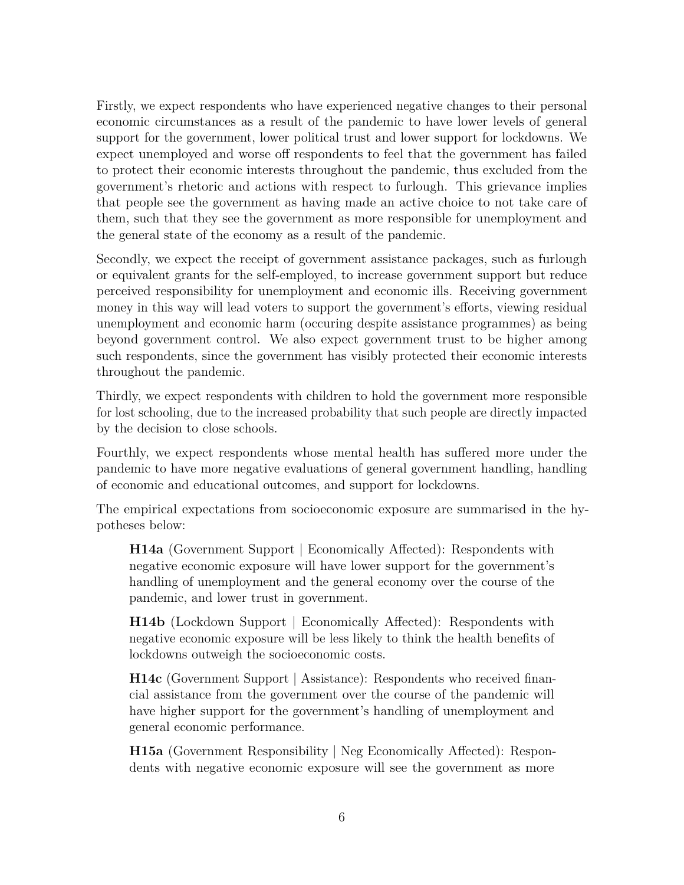Firstly, we expect respondents who have experienced negative changes to their personal economic circumstances as a result of the pandemic to have lower levels of general support for the government, lower political trust and lower support for lockdowns. We expect unemployed and worse off respondents to feel that the government has failed to protect their economic interests throughout the pandemic, thus excluded from the government's rhetoric and actions with respect to furlough. This grievance implies that people see the government as having made an active choice to not take care of them, such that they see the government as more responsible for unemployment and the general state of the economy as a result of the pandemic.

Secondly, we expect the receipt of government assistance packages, such as furlough or equivalent grants for the self-employed, to increase government support but reduce perceived responsibility for unemployment and economic ills. Receiving government money in this way will lead voters to support the government's efforts, viewing residual unemployment and economic harm (occuring despite assistance programmes) as being beyond government control. We also expect government trust to be higher among such respondents, since the government has visibly protected their economic interests throughout the pandemic.

Thirdly, we expect respondents with children to hold the government more responsible for lost schooling, due to the increased probability that such people are directly impacted by the decision to close schools.

Fourthly, we expect respondents whose mental health has suffered more under the pandemic to have more negative evaluations of general government handling, handling of economic and educational outcomes, and support for lockdowns.

The empirical expectations from socioeconomic exposure are summarised in the hypotheses below:

> **H14a** (Government Support | Economically Affected): Respondents with negative economic exposure will have lower support for the government's handling of unemployment and the general economy over the course of the pandemic, and lower trust in government.
>
> **H14b** (Lockdown Support | Economically Affected): Respondents with negative economic exposure will be less likely to think the health benefits of lockdowns outweigh the socioeconomic costs.
>
> **H14c** (Government Support | Assistance): Respondents who received financial assistance from the government over the course of the pandemic will have higher support for the government's handling of unemployment and general economic performance.
>
> **H15a** (Government Responsibility | Neg Economically Affected): Respondents with negative economic exposure will see the government as more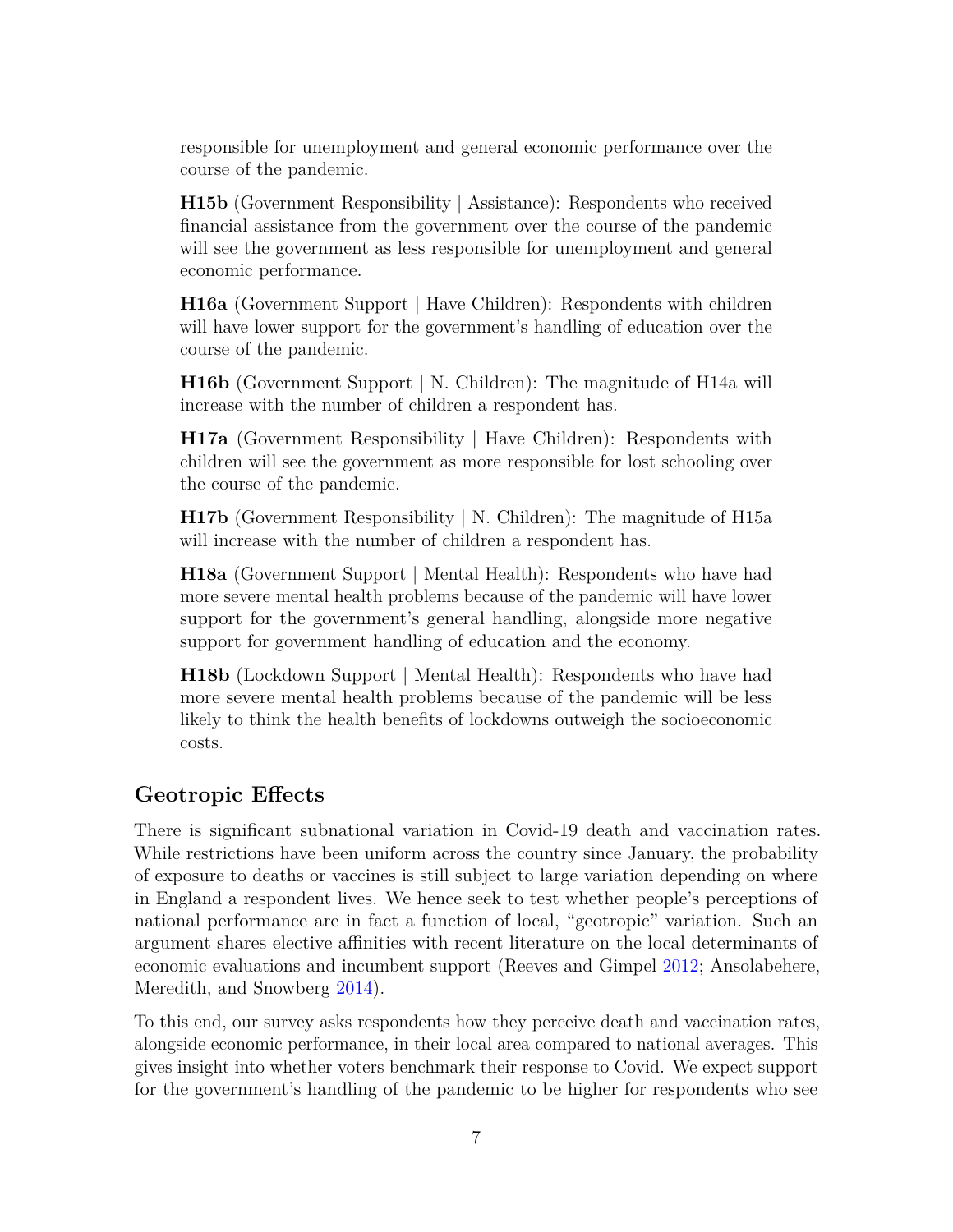responsible for unemployment and general economic performance over the course of the pandemic.

**H15b** (Government Responsibility | Assistance): Respondents who received financial assistance from the government over the course of the pandemic will see the government as less responsible for unemployment and general economic performance.

**H16a** (Government Support | Have Children): Respondents with children will have lower support for the government's handling of education over the course of the pandemic.

**H16b** (Government Support | N. Children): The magnitude of H14a will increase with the number of children a respondent has.

**H17a** (Government Responsibility | Have Children): Respondents with children will see the government as more responsible for lost schooling over the course of the pandemic.

**H17b** (Government Responsibility | N. Children): The magnitude of H15a will increase with the number of children a respondent has.

**H18a** (Government Support | Mental Health): Respondents who have had more severe mental health problems because of the pandemic will have lower support for the government's general handling, alongside more negative support for government handling of education and the economy.

**H18b** (Lockdown Support | Mental Health): Respondents who have had more severe mental health problems because of the pandemic will be less likely to think the health benefits of lockdowns outweigh the socioeconomic costs.

## Geotropic Effects

There is significant subnational variation in Covid-19 death and vaccination rates. While restrictions have been uniform across the country since January, the probability of exposure to deaths or vaccines is still subject to large variation depending on where in England a respondent lives. We hence seek to test whether people's perceptions of national performance are in fact a function of local, "geotropic" variation. Such an argument shares elective affinities with recent literature on the local determinants of economic evaluations and incumbent support (Reeves and Gimpel 2012; Ansolabehere, Meredith, and Snowberg 2014).

To this end, our survey asks respondents how they perceive death and vaccination rates, alongside economic performance, in their local area compared to national averages. This gives insight into whether voters benchmark their response to Covid. We expect support for the government's handling of the pandemic to be higher for respondents who see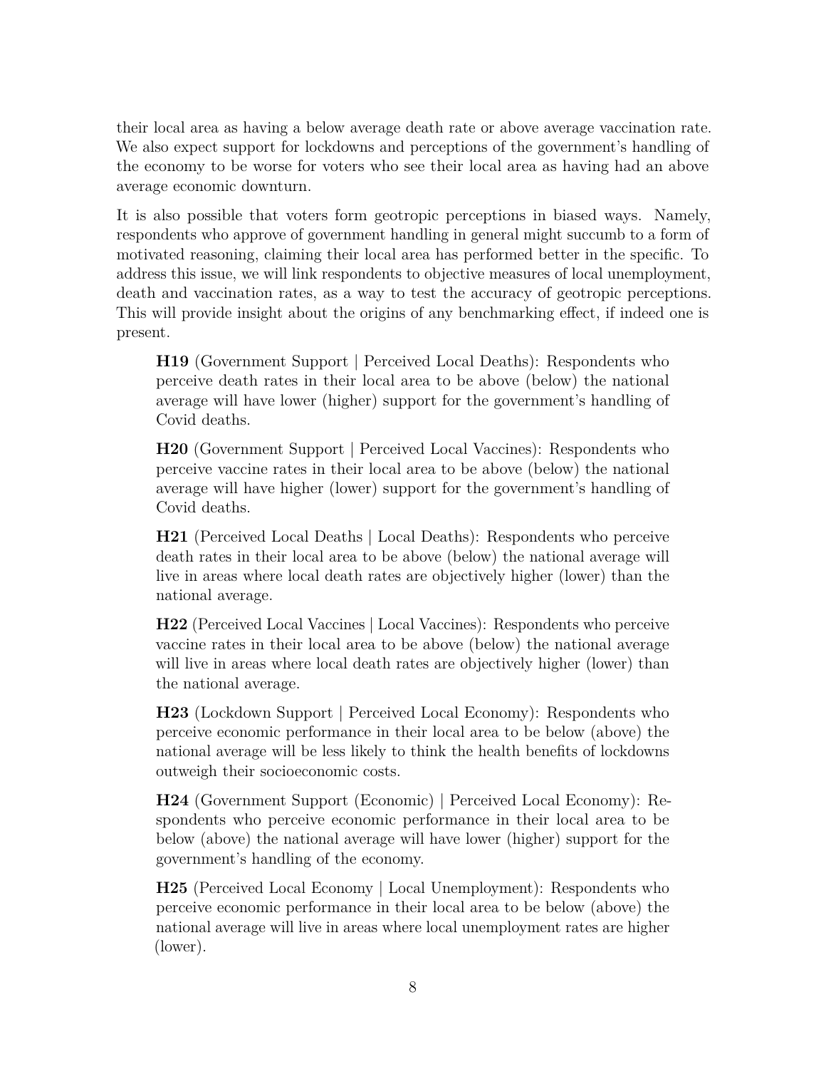their local area as having a below average death rate or above average vaccination rate. We also expect support for lockdowns and perceptions of the government's handling of the economy to be worse for voters who see their local area as having had an above average economic downturn.

It is also possible that voters form geotropic perceptions in biased ways. Namely, respondents who approve of government handling in general might succumb to a form of motivated reasoning, claiming their local area has performed better in the specific. To address this issue, we will link respondents to objective measures of local unemployment, death and vaccination rates, as a way to test the accuracy of geotropic perceptions. This will provide insight about the origins of any benchmarking effect, if indeed one is present.

> **H19** (Government Support | Perceived Local Deaths): Respondents who perceive death rates in their local area to be above (below) the national average will have lower (higher) support for the government's handling of Covid deaths.

> **H20** (Government Support | Perceived Local Vaccines): Respondents who perceive vaccine rates in their local area to be above (below) the national average will have higher (lower) support for the government's handling of Covid deaths.

> **H21** (Perceived Local Deaths | Local Deaths): Respondents who perceive death rates in their local area to be above (below) the national average will live in areas where local death rates are objectively higher (lower) than the national average.

> **H22** (Perceived Local Vaccines | Local Vaccines): Respondents who perceive vaccine rates in their local area to be above (below) the national average will live in areas where local death rates are objectively higher (lower) than the national average.

> **H23** (Lockdown Support | Perceived Local Economy): Respondents who perceive economic performance in their local area to be below (above) the national average will be less likely to think the health benefits of lockdowns outweigh their socioeconomic costs.

> **H24** (Government Support (Economic) | Perceived Local Economy): Respondents who perceive economic performance in their local area to be below (above) the national average will have lower (higher) support for the government's handling of the economy.

> **H25** (Perceived Local Economy | Local Unemployment): Respondents who perceive economic performance in their local area to be below (above) the national average will live in areas where local unemployment rates are higher (lower).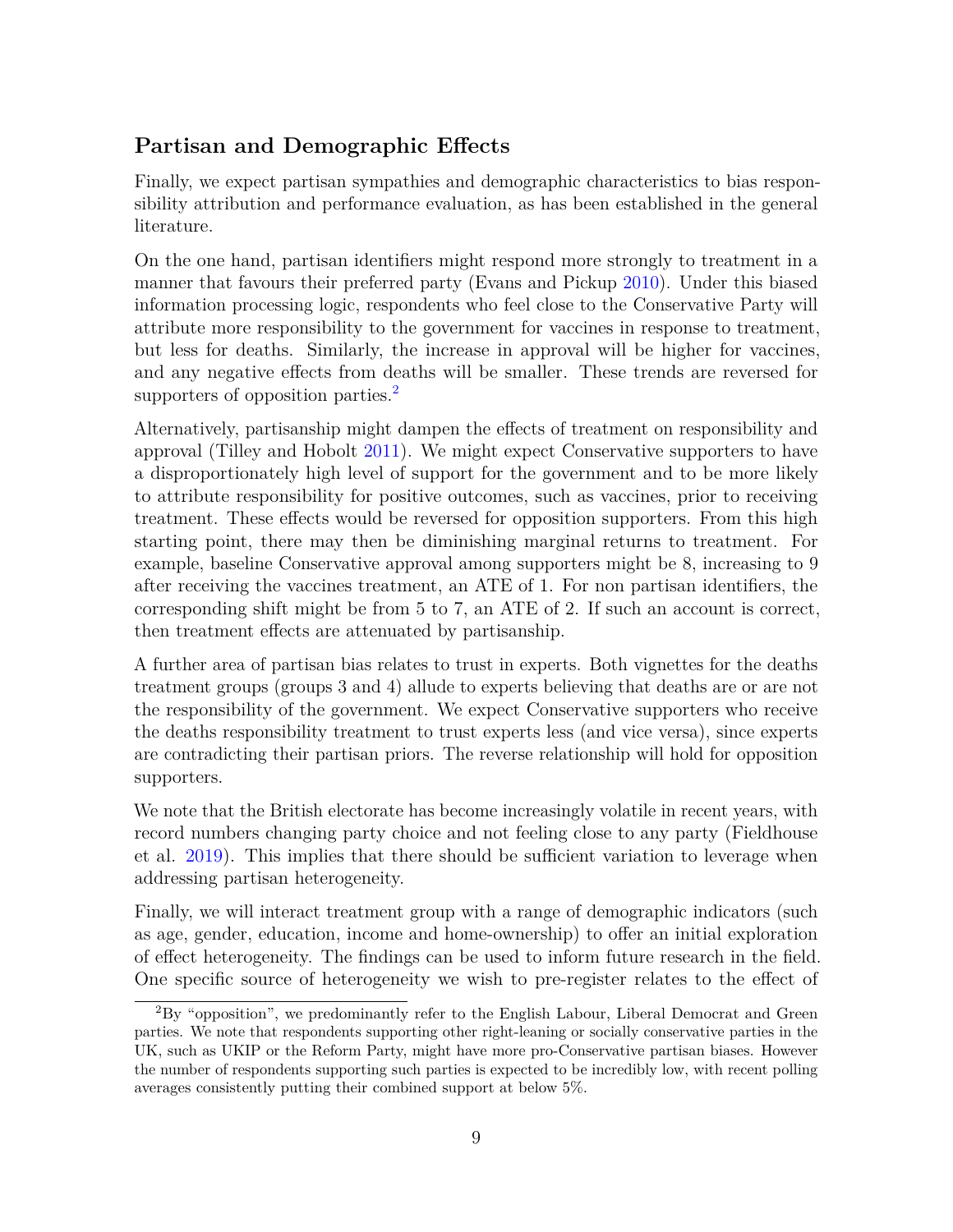## Partisan and Demographic Effects

Finally, we expect partisan sympathies and demographic characteristics to bias responsibility attribution and performance evaluation, as has been established in the general literature.

On the one hand, partisan identifiers might respond more strongly to treatment in a manner that favours their preferred party (Evans and Pickup 2010). Under this biased information processing logic, respondents who feel close to the Conservative Party will attribute more responsibility to the government for vaccines in response to treatment, but less for deaths. Similarly, the increase in approval will be higher for vaccines, and any negative effects from deaths will be smaller. These trends are reversed for supporters of opposition parties.[2]

Alternatively, partisanship might dampen the effects of treatment on responsibility and approval (Tilley and Hobolt 2011). We might expect Conservative supporters to have a disproportionately high level of support for the government and to be more likely to attribute responsibility for positive outcomes, such as vaccines, prior to receiving treatment. These effects would be reversed for opposition supporters. From this high starting point, there may then be diminishing marginal returns to treatment. For example, baseline Conservative approval among supporters might be 8, increasing to 9 after receiving the vaccines treatment, an ATE of 1. For non partisan identifiers, the corresponding shift might be from 5 to 7, an ATE of 2. If such an account is correct, then treatment effects are attenuated by partisanship.

A further area of partisan bias relates to trust in experts. Both vignettes for the deaths treatment groups (groups 3 and 4) allude to experts believing that deaths are or are not the responsibility of the government. We expect Conservative supporters who receive the deaths responsibility treatment to trust experts less (and vice versa), since experts are contradicting their partisan priors. The reverse relationship will hold for opposition supporters.

We note that the British electorate has become increasingly volatile in recent years, with record numbers changing party choice and not feeling close to any party (Fieldhouse et al. 2019). This implies that there should be sufficient variation to leverage when addressing partisan heterogeneity.

Finally, we will interact treatment group with a range of demographic indicators (such as age, gender, education, income and home-ownership) to offer an initial exploration of effect heterogeneity. The findings can be used to inform future research in the field. One specific source of heterogeneity we wish to pre-register relates to the effect of

[2] By "opposition", we predominantly refer to the English Labour, Liberal Democrat and Green parties. We note that respondents supporting other right-leaning or socially conservative parties in the UK, such as UKIP or the Reform Party, might have more pro-Conservative partisan biases. However the number of respondents supporting such parties is expected to be incredibly low, with recent polling averages consistently putting their combined support at below 5%.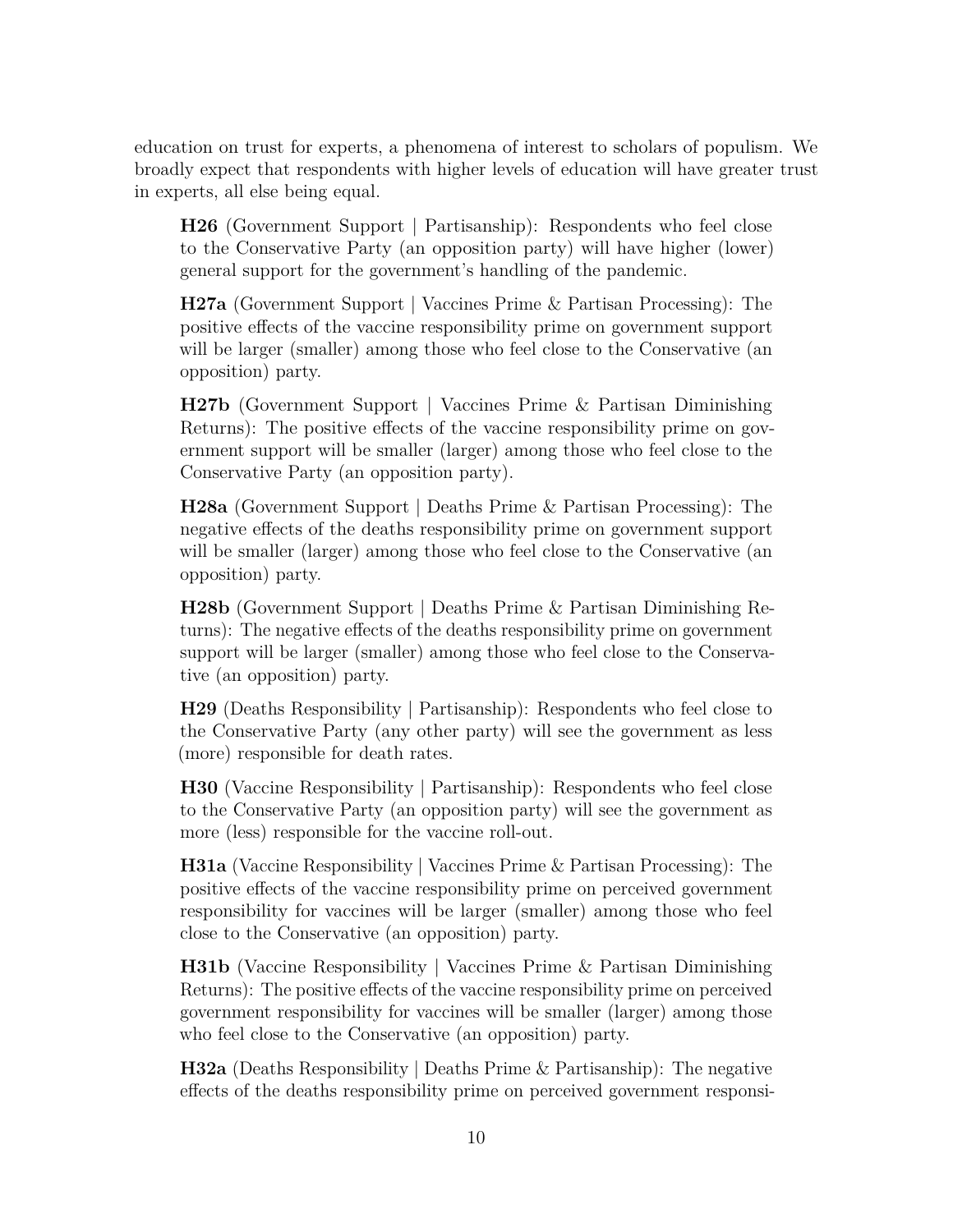education on trust for experts, a phenomena of interest to scholars of populism. We broadly expect that respondents with higher levels of education will have greater trust in experts, all else being equal.

> **H26** (Government Support | Partisanship): Respondents who feel close to the Conservative Party (an opposition party) will have higher (lower) general support for the government's handling of the pandemic.
>
> **H27a** (Government Support | Vaccines Prime & Partisan Processing): The positive effects of the vaccine responsibility prime on government support will be larger (smaller) among those who feel close to the Conservative (an opposition) party.
>
> **H27b** (Government Support | Vaccines Prime & Partisan Diminishing Returns): The positive effects of the vaccine responsibility prime on government support will be smaller (larger) among those who feel close to the Conservative Party (an opposition party).
>
> **H28a** (Government Support | Deaths Prime & Partisan Processing): The negative effects of the deaths responsibility prime on government support will be smaller (larger) among those who feel close to the Conservative (an opposition) party.
>
> **H28b** (Government Support | Deaths Prime & Partisan Diminishing Returns): The negative effects of the deaths responsibility prime on government support will be larger (smaller) among those who feel close to the Conservative (an opposition) party.
>
> **H29** (Deaths Responsibility | Partisanship): Respondents who feel close to the Conservative Party (any other party) will see the government as less (more) responsible for death rates.
>
> **H30** (Vaccine Responsibility | Partisanship): Respondents who feel close to the Conservative Party (an opposition party) will see the government as more (less) responsible for the vaccine roll-out.
>
> **H31a** (Vaccine Responsibility | Vaccines Prime & Partisan Processing): The positive effects of the vaccine responsibility prime on perceived government responsibility for vaccines will be larger (smaller) among those who feel close to the Conservative (an opposition) party.
>
> **H31b** (Vaccine Responsibility | Vaccines Prime & Partisan Diminishing Returns): The positive effects of the vaccine responsibility prime on perceived government responsibility for vaccines will be smaller (larger) among those who feel close to the Conservative (an opposition) party.
>
> **H32a** (Deaths Responsibility | Deaths Prime & Partisanship): The negative effects of the deaths responsibility prime on perceived government responsi-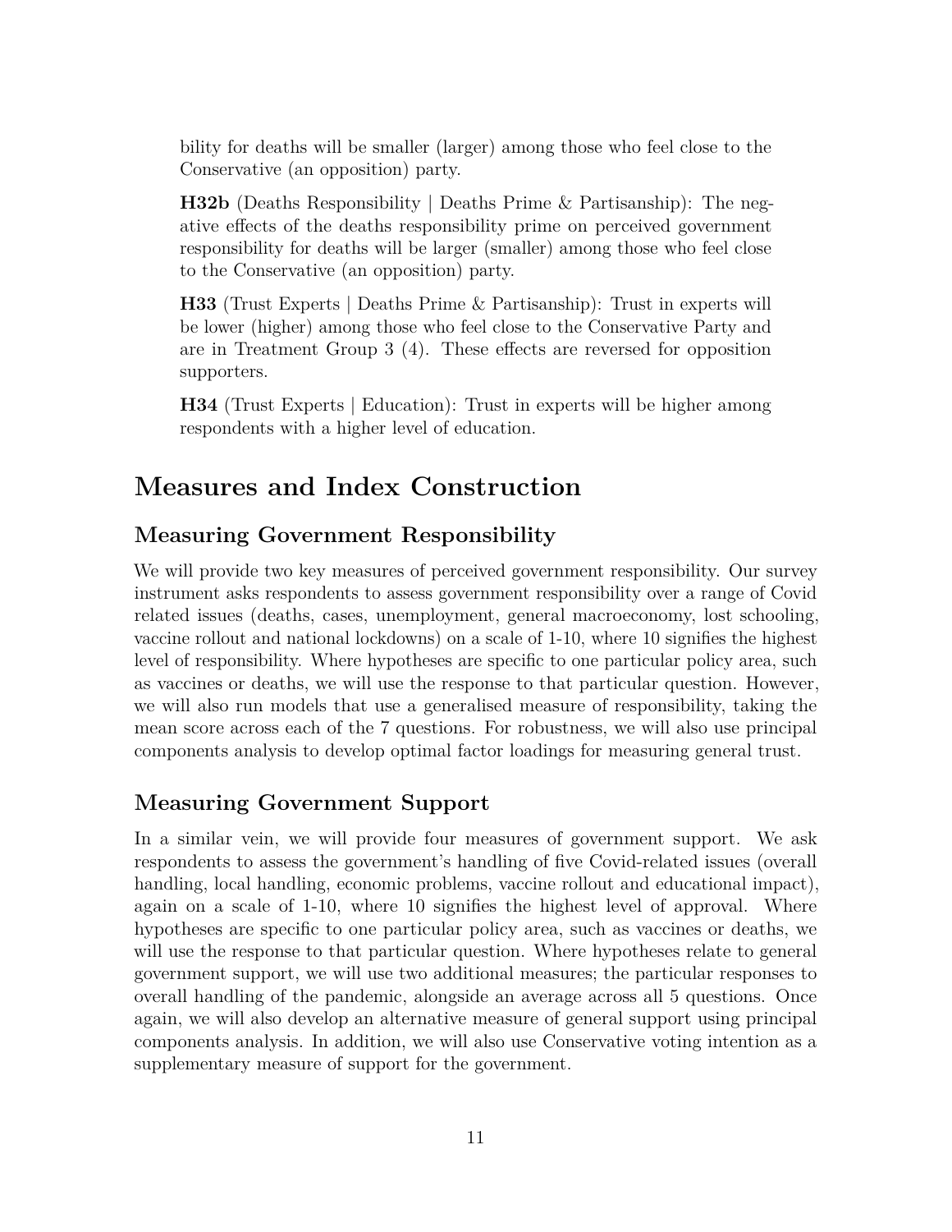bility for deaths will be smaller (larger) among those who feel close to the Conservative (an opposition) party.

**H32b** (Deaths Responsibility | Deaths Prime & Partisanship): The negative effects of the deaths responsibility prime on perceived government responsibility for deaths will be larger (smaller) among those who feel close to the Conservative (an opposition) party.

**H33** (Trust Experts | Deaths Prime & Partisanship): Trust in experts will be lower (higher) among those who feel close to the Conservative Party and are in Treatment Group 3 (4). These effects are reversed for opposition supporters.

**H34** (Trust Experts | Education): Trust in experts will be higher among respondents with a higher level of education.

# Measures and Index Construction

## Measuring Government Responsibility

We will provide two key measures of perceived government responsibility. Our survey instrument asks respondents to assess government responsibility over a range of Covid related issues (deaths, cases, unemployment, general macroeconomy, lost schooling, vaccine rollout and national lockdowns) on a scale of 1-10, where 10 signifies the highest level of responsibility. Where hypotheses are specific to one particular policy area, such as vaccines or deaths, we will use the response to that particular question. However, we will also run models that use a generalised measure of responsibility, taking the mean score across each of the 7 questions. For robustness, we will also use principal components analysis to develop optimal factor loadings for measuring general trust.

## Measuring Government Support

In a similar vein, we will provide four measures of government support. We ask respondents to assess the government's handling of five Covid-related issues (overall handling, local handling, economic problems, vaccine rollout and educational impact), again on a scale of 1-10, where 10 signifies the highest level of approval. Where hypotheses are specific to one particular policy area, such as vaccines or deaths, we will use the response to that particular question. Where hypotheses relate to general government support, we will use two additional measures; the particular responses to overall handling of the pandemic, alongside an average across all 5 questions. Once again, we will also develop an alternative measure of general support using principal components analysis. In addition, we will also use Conservative voting intention as a supplementary measure of support for the government.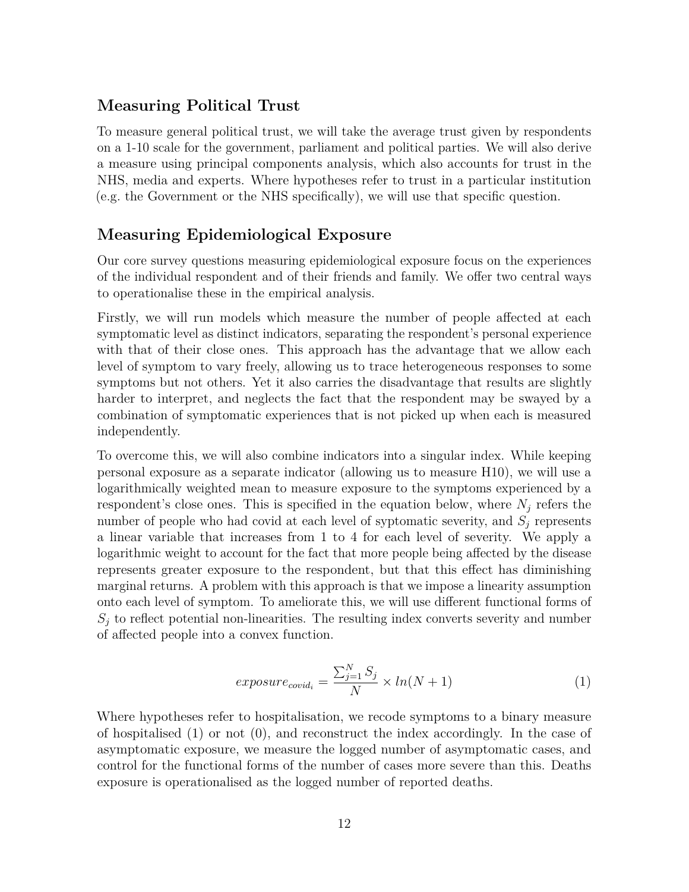## Measuring Political Trust

To measure general political trust, we will take the average trust given by respondents on a 1-10 scale for the government, parliament and political parties. We will also derive a measure using principal components analysis, which also accounts for trust in the NHS, media and experts. Where hypotheses refer to trust in a particular institution (e.g. the Government or the NHS specifically), we will use that specific question.

## Measuring Epidemiological Exposure

Our core survey questions measuring epidemiological exposure focus on the experiences of the individual respondent and of their friends and family. We offer two central ways to operationalise these in the empirical analysis.

Firstly, we will run models which measure the number of people affected at each symptomatic level as distinct indicators, separating the respondent's personal experience with that of their close ones. This approach has the advantage that we allow each level of symptom to vary freely, allowing us to trace heterogeneous responses to some symptoms but not others. Yet it also carries the disadvantage that results are slightly harder to interpret, and neglects the fact that the respondent may be swayed by a combination of symptomatic experiences that is not picked up when each is measured independently.

To overcome this, we will also combine indicators into a singular index. While keeping personal exposure as a separate indicator (allowing us to measure H10), we will use a logarithmically weighted mean to measure exposure to the symptoms experienced by a respondent's close ones. This is specified in the equation below, where $N_j$ refers the number of people who had covid at each level of syptomatic severity, and $S_j$ represents a linear variable that increases from 1 to 4 for each level of severity. We apply a logarithmic weight to account for the fact that more people being affected by the disease represents greater exposure to the respondent, but that this effect has diminishing marginal returns. A problem with this approach is that we impose a linearity assumption onto each level of symptom. To ameliorate this, we will use different functional forms of $S_j$ to reflect potential non-linearities. The resulting index converts severity and number of affected people into a convex function.

$$exposure_{covid_i} = \frac{\sum_{j=1}^{N} S_j}{N} \times ln(N+1) \tag{1}$$

Where hypotheses refer to hospitalisation, we recode symptoms to a binary measure of hospitalised (1) or not (0), and reconstruct the index accordingly. In the case of asymptomatic exposure, we measure the logged number of asymptomatic cases, and control for the functional forms of the number of cases more severe than this. Deaths exposure is operationalised as the logged number of reported deaths.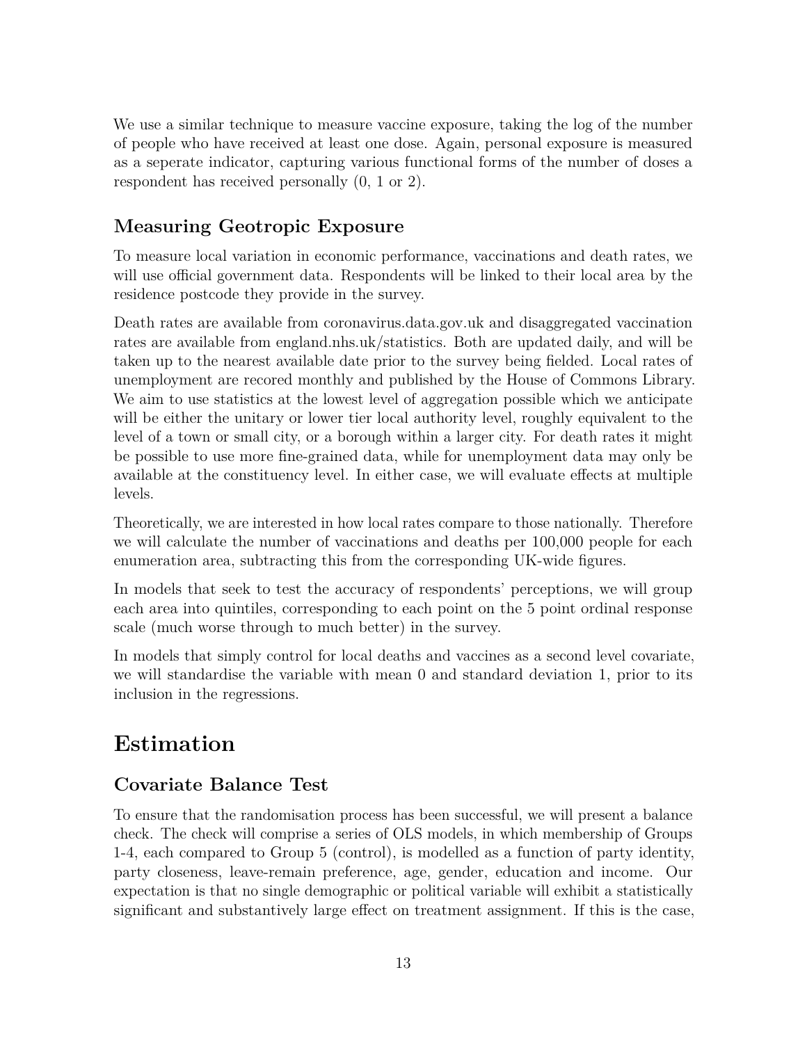We use a similar technique to measure vaccine exposure, taking the log of the number of people who have received at least one dose. Again, personal exposure is measured as a seperate indicator, capturing various functional forms of the number of doses a respondent has received personally (0, 1 or 2).

### Measuring Geotropic Exposure

To measure local variation in economic performance, vaccinations and death rates, we will use official government data. Respondents will be linked to their local area by the residence postcode they provide in the survey.

Death rates are available from coronavirus.data.gov.uk and disaggregated vaccination rates are available from england.nhs.uk/statistics. Both are updated daily, and will be taken up to the nearest available date prior to the survey being fielded. Local rates of unemployment are recored monthly and published by the House of Commons Library. We aim to use statistics at the lowest level of aggregation possible which we anticipate will be either the unitary or lower tier local authority level, roughly equivalent to the level of a town or small city, or a borough within a larger city. For death rates it might be possible to use more fine-grained data, while for unemployment data may only be available at the constituency level. In either case, we will evaluate effects at multiple levels.

Theoretically, we are interested in how local rates compare to those nationally. Therefore we will calculate the number of vaccinations and deaths per 100,000 people for each enumeration area, subtracting this from the corresponding UK-wide figures.

In models that seek to test the accuracy of respondents' perceptions, we will group each area into quintiles, corresponding to each point on the 5 point ordinal response scale (much worse through to much better) in the survey.

In models that simply control for local deaths and vaccines as a second level covariate, we will standardise the variable with mean 0 and standard deviation 1, prior to its inclusion in the regressions.

## Estimation

### Covariate Balance Test

To ensure that the randomisation process has been successful, we will present a balance check. The check will comprise a series of OLS models, in which membership of Groups 1-4, each compared to Group 5 (control), is modelled as a function of party identity, party closeness, leave-remain preference, age, gender, education and income. Our expectation is that no single demographic or political variable will exhibit a statistically significant and substantively large effect on treatment assignment. If this is the case,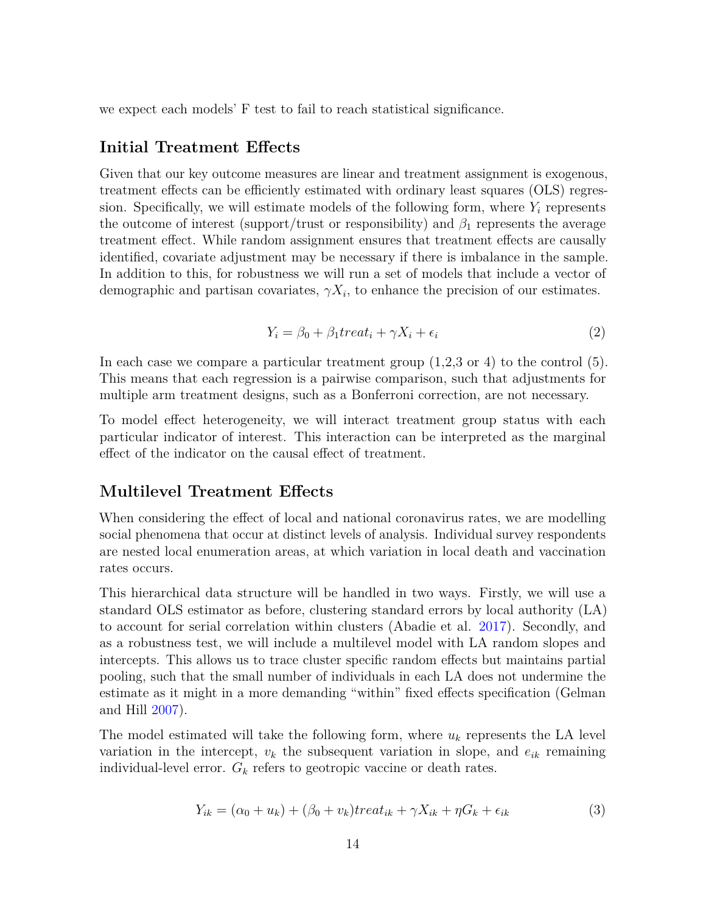we expect each models' F test to fail to reach statistical significance.

## Initial Treatment Effects

Given that our key outcome measures are linear and treatment assignment is exogenous, treatment effects can be efficiently estimated with ordinary least squares (OLS) regression. Specifically, we will estimate models of the following form, where $Y_i$ represents the outcome of interest (support/trust or responsibility) and $\beta_1$ represents the average treatment effect. While random assignment ensures that treatment effects are causally identified, covariate adjustment may be necessary if there is imbalance in the sample. In addition to this, for robustness we will run a set of models that include a vector of demographic and partisan covariates, $\gamma X_i$, to enhance the precision of our estimates.

$$Y_i = \beta_0 + \beta_1 treat_i + \gamma X_i + \epsilon_i \tag{2}$$

In each case we compare a particular treatment group (1,2,3 or 4) to the control (5). This means that each regression is a pairwise comparison, such that adjustments for multiple arm treatment designs, such as a Bonferroni correction, are not necessary.

To model effect heterogeneity, we will interact treatment group status with each particular indicator of interest. This interaction can be interpreted as the marginal effect of the indicator on the causal effect of treatment.

## Multilevel Treatment Effects

When considering the effect of local and national coronavirus rates, we are modelling social phenomena that occur at distinct levels of analysis. Individual survey respondents are nested local enumeration areas, at which variation in local death and vaccination rates occurs.

This hierarchical data structure will be handled in two ways. Firstly, we will use a standard OLS estimator as before, clustering standard errors by local authority (LA) to account for serial correlation within clusters (Abadie et al. 2017). Secondly, and as a robustness test, we will include a multilevel model with LA random slopes and intercepts. This allows us to trace cluster specific random effects but maintains partial pooling, such that the small number of individuals in each LA does not undermine the estimate as it might in a more demanding "within" fixed effects specification (Gelman and Hill 2007).

The model estimated will take the following form, where $u_k$ represents the LA level variation in the intercept, $v_k$ the subsequent variation in slope, and $e_{ik}$ remaining individual-level error. $G_k$ refers to geotropic vaccine or death rates.

$$Y_{ik} = (\alpha_0 + u_k) + (\beta_0 + v_k)treat_{ik} + \gamma X_{ik} + \eta G_k + \epsilon_{ik} \tag{3}$$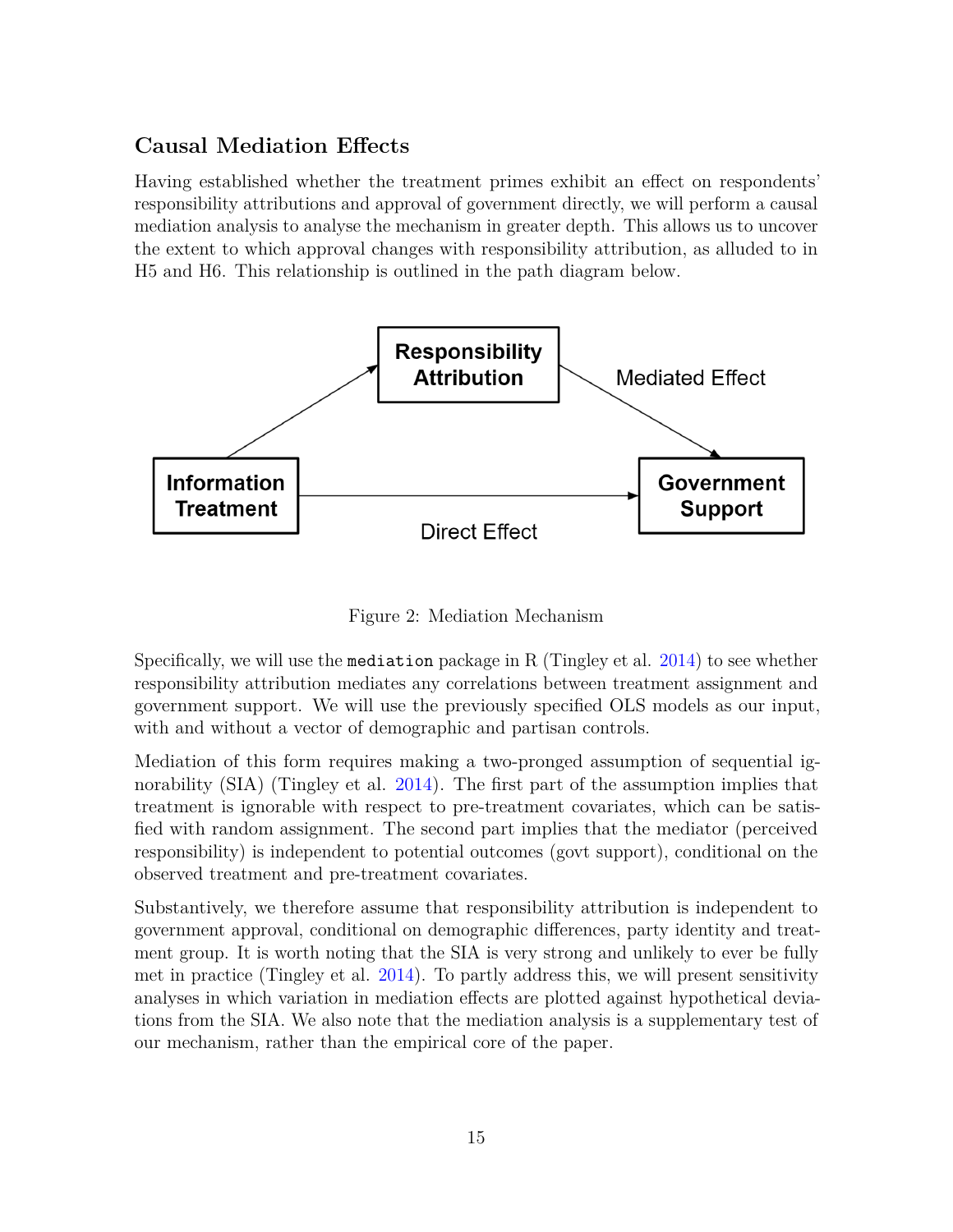### Causal Mediation Effects

Having established whether the treatment primes exhibit an effect on respondents' responsibility attributions and approval of government directly, we will perform a causal mediation analysis to analyse the mechanism in greater depth. This allows us to uncover the extent to which approval changes with responsibility attribution, as alluded to in H5 and H6. This relationship is outlined in the path diagram below.

Figure 2: Mediation Mechanism

Specifically, we will use the `mediation` package in R (Tingley et al. 2014) to see whether responsibility attribution mediates any correlations between treatment assignment and government support. We will use the previously specified OLS models as our input, with and without a vector of demographic and partisan controls.

Mediation of this form requires making a two-pronged assumption of sequential ignorability (SIA) (Tingley et al. 2014). The first part of the assumption implies that treatment is ignorable with respect to pre-treatment covariates, which can be satisfied with random assignment. The second part implies that the mediator (perceived responsibility) is independent to potential outcomes (govt support), conditional on the observed treatment and pre-treatment covariates.

Substantively, we therefore assume that responsibility attribution is independent to government approval, conditional on demographic differences, party identity and treatment group. It is worth noting that the SIA is very strong and unlikely to ever be fully met in practice (Tingley et al. 2014). To partly address this, we will present sensitivity analyses in which variation in mediation effects are plotted against hypothetical deviations from the SIA. We also note that the mediation analysis is a supplementary test of our mechanism, rather than the empirical core of the paper.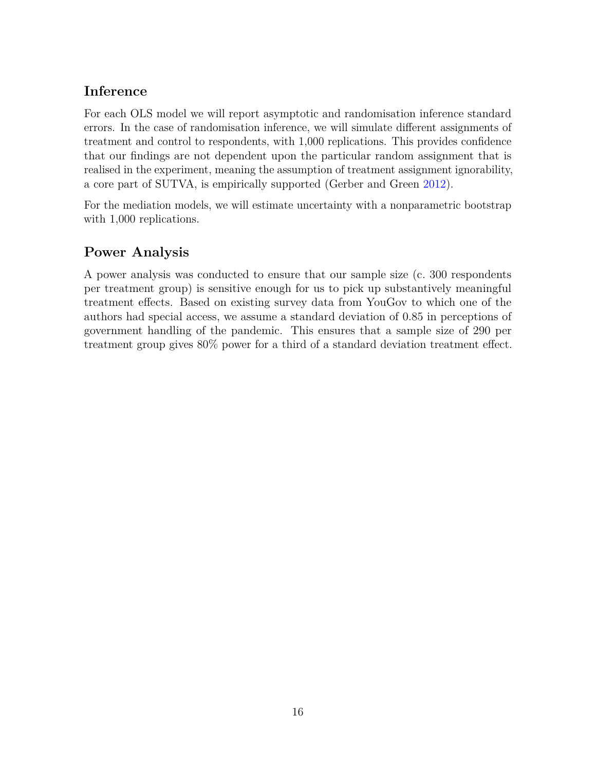## Inference

For each OLS model we will report asymptotic and randomisation inference standard errors. In the case of randomisation inference, we will simulate different assignments of treatment and control to respondents, with 1,000 replications. This provides confidence that our findings are not dependent upon the particular random assignment that is realised in the experiment, meaning the assumption of treatment assignment ignorability, a core part of SUTVA, is empirically supported (Gerber and Green 2012).

For the mediation models, we will estimate uncertainty with a nonparametric bootstrap with 1,000 replications.

## Power Analysis

A power analysis was conducted to ensure that our sample size (c. 300 respondents per treatment group) is sensitive enough for us to pick up substantively meaningful treatment effects. Based on existing survey data from YouGov to which one of the authors had special access, we assume a standard deviation of 0.85 in perceptions of government handling of the pandemic. This ensures that a sample size of 290 per treatment group gives 80% power for a third of a standard deviation treatment effect.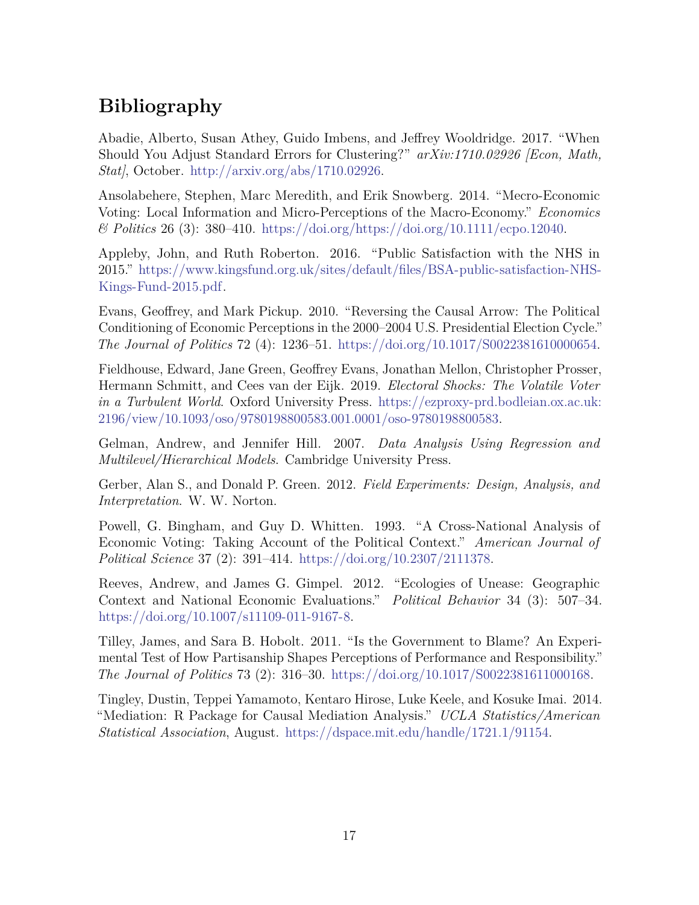# Bibliography

Abadie, Alberto, Susan Athey, Guido Imbens, and Jeffrey Wooldridge. 2017. "When Should You Adjust Standard Errors for Clustering?" *arXiv:1710.02926 [Econ, Math, Stat]*, October. http://arxiv.org/abs/1710.02926.

Ansolabehere, Stephen, Marc Meredith, and Erik Snowberg. 2014. "Mecro-Economic Voting: Local Information and Micro-Perceptions of the Macro-Economy." *Economics & Politics* 26 (3): 380–410. https://doi.org/https://doi.org/10.1111/ecpo.12040.

Appleby, John, and Ruth Roberton. 2016. "Public Satisfaction with the NHS in 2015." https://www.kingsfund.org.uk/sites/default/files/BSA-public-satisfaction-NHS-Kings-Fund-2015.pdf.

Evans, Geoffrey, and Mark Pickup. 2010. "Reversing the Causal Arrow: The Political Conditioning of Economic Perceptions in the 2000–2004 U.S. Presidential Election Cycle." *The Journal of Politics* 72 (4): 1236–51. https://doi.org/10.1017/S0022381610000654.

Fieldhouse, Edward, Jane Green, Geoffrey Evans, Jonathan Mellon, Christopher Prosser, Hermann Schmitt, and Cees van der Eijk. 2019. *Electoral Shocks: The Volatile Voter in a Turbulent World*. Oxford University Press. https://ezproxy-prd.bodleian.ox.ac.uk:2196/view/10.1093/oso/9780198800583.001.0001/oso-9780198800583.

Gelman, Andrew, and Jennifer Hill. 2007. *Data Analysis Using Regression and Multilevel/Hierarchical Models*. Cambridge University Press.

Gerber, Alan S., and Donald P. Green. 2012. *Field Experiments: Design, Analysis, and Interpretation*. W. W. Norton.

Powell, G. Bingham, and Guy D. Whitten. 1993. "A Cross-National Analysis of Economic Voting: Taking Account of the Political Context." *American Journal of Political Science* 37 (2): 391–414. https://doi.org/10.2307/2111378.

Reeves, Andrew, and James G. Gimpel. 2012. "Ecologies of Unease: Geographic Context and National Economic Evaluations." *Political Behavior* 34 (3): 507–34. https://doi.org/10.1007/s11109-011-9167-8.

Tilley, James, and Sara B. Hobolt. 2011. "Is the Government to Blame? An Experimental Test of How Partisanship Shapes Perceptions of Performance and Responsibility." *The Journal of Politics* 73 (2): 316–30. https://doi.org/10.1017/S0022381611000168.

Tingley, Dustin, Teppei Yamamoto, Kentaro Hirose, Luke Keele, and Kosuke Imai. 2014. "Mediation: R Package for Causal Mediation Analysis." *UCLA Statistics/American Statistical Association*, August. https://dspace.mit.edu/handle/1721.1/91154.